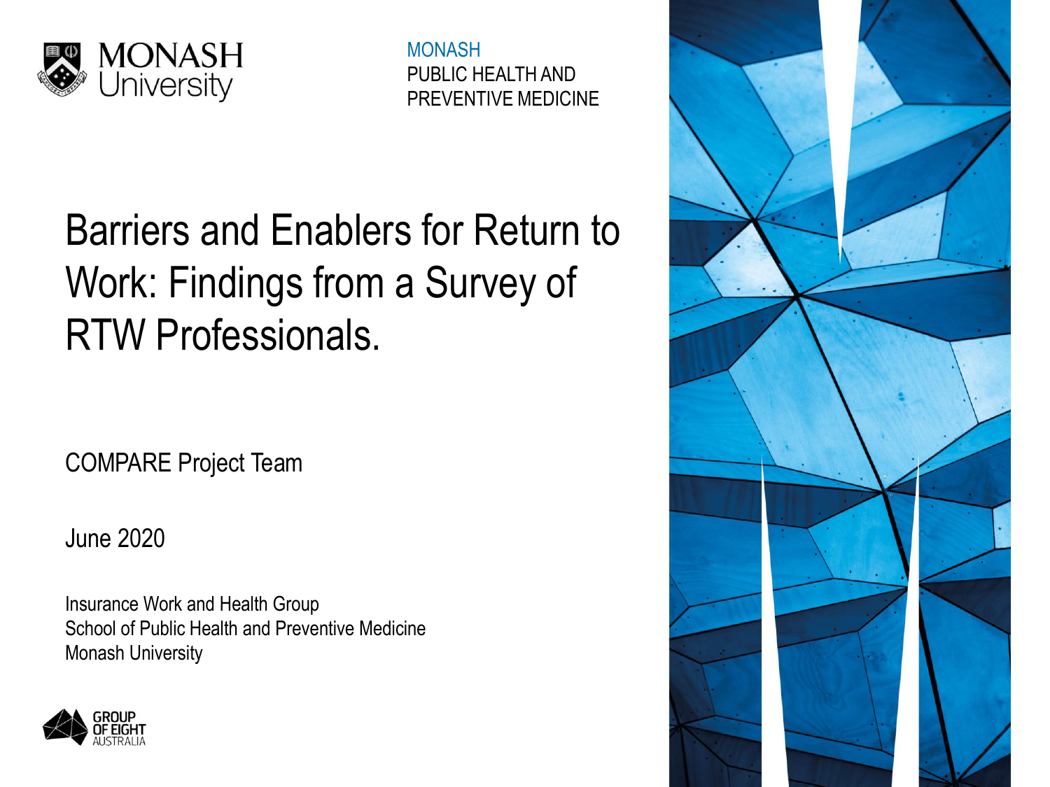MONASH University

MONASH
PUBLIC HEALTH AND
PREVENTIVE MEDICINE

# Barriers and Enablers for Return to Work: Findings from a Survey of RTW Professionals.

COMPARE Project Team

June 2020

Insurance Work and Health Group
School of Public Health and Preventive Medicine
Monash University

GROUP OF EIGHT AUSTRALIA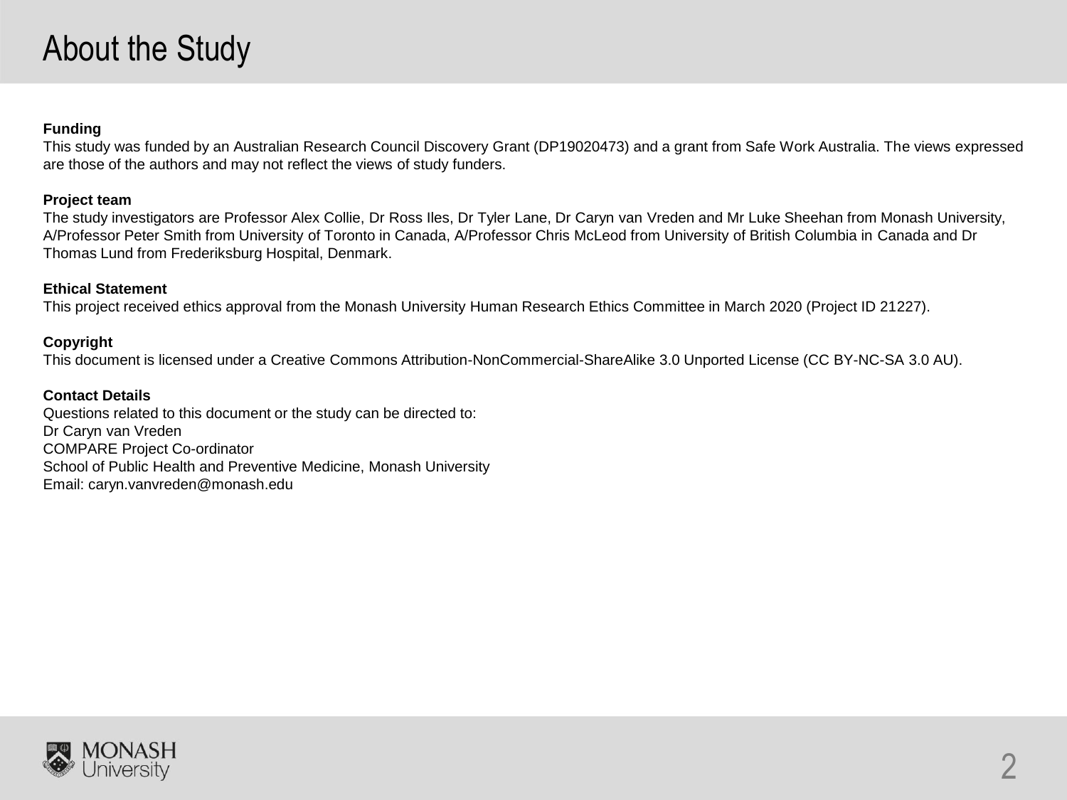# About the Study

**Funding**

This study was funded by an Australian Research Council Discovery Grant (DP19020473) and a grant from Safe Work Australia. The views expressed are those of the authors and may not reflect the views of study funders.

**Project team**

The study investigators are Professor Alex Collie, Dr Ross Iles, Dr Tyler Lane, Dr Caryn van Vreden and Mr Luke Sheehan from Monash University, A/Professor Peter Smith from University of Toronto in Canada, A/Professor Chris McLeod from University of British Columbia in Canada and Dr Thomas Lund from Frederiksburg Hospital, Denmark.

**Ethical Statement**

This project received ethics approval from the Monash University Human Research Ethics Committee in March 2020 (Project ID 21227).

**Copyright**

This document is licensed under a Creative Commons Attribution-NonCommercial-ShareAlike 3.0 Unported License (CC BY-NC-SA 3.0 AU).

**Contact Details**

Questions related to this document or the study can be directed to:
Dr Caryn van Vreden
COMPARE Project Co-ordinator
School of Public Health and Preventive Medicine, Monash University
Email: caryn.vanvreden@monash.edu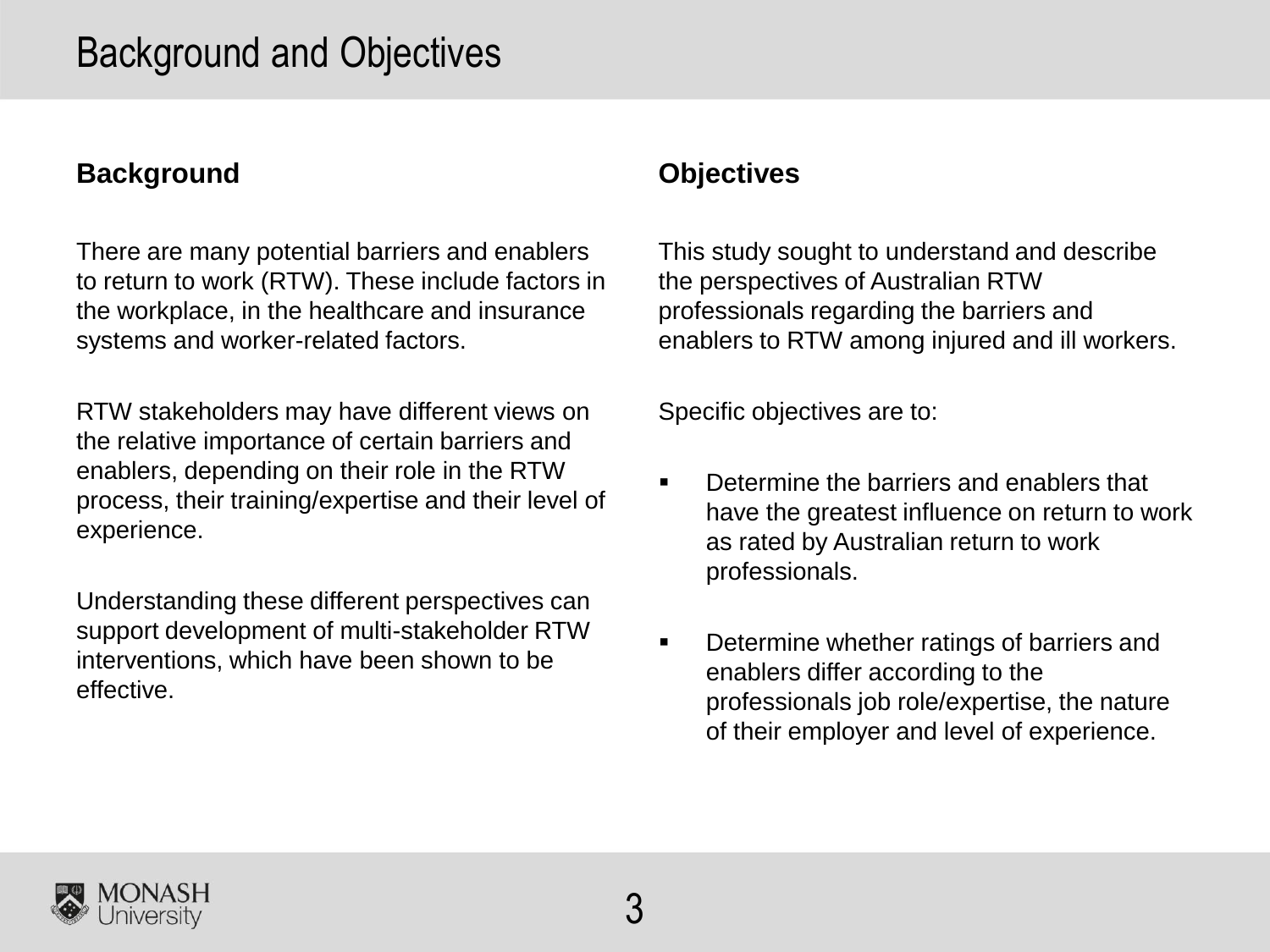# Background and Objectives

## Background

There are many potential barriers and enablers to return to work (RTW). These include factors in the workplace, in the healthcare and insurance systems and worker-related factors.

RTW stakeholders may have different views on the relative importance of certain barriers and enablers, depending on their role in the RTW process, their training/expertise and their level of experience.

Understanding these different perspectives can support development of multi-stakeholder RTW interventions, which have been shown to be effective.

## Objectives

This study sought to understand and describe the perspectives of Australian RTW professionals regarding the barriers and enablers to RTW among injured and ill workers.

Specific objectives are to:

- Determine the barriers and enablers that have the greatest influence on return to work as rated by Australian return to work professionals.
- Determine whether ratings of barriers and enablers differ according to the professionals job role/expertise, the nature of their employer and level of experience.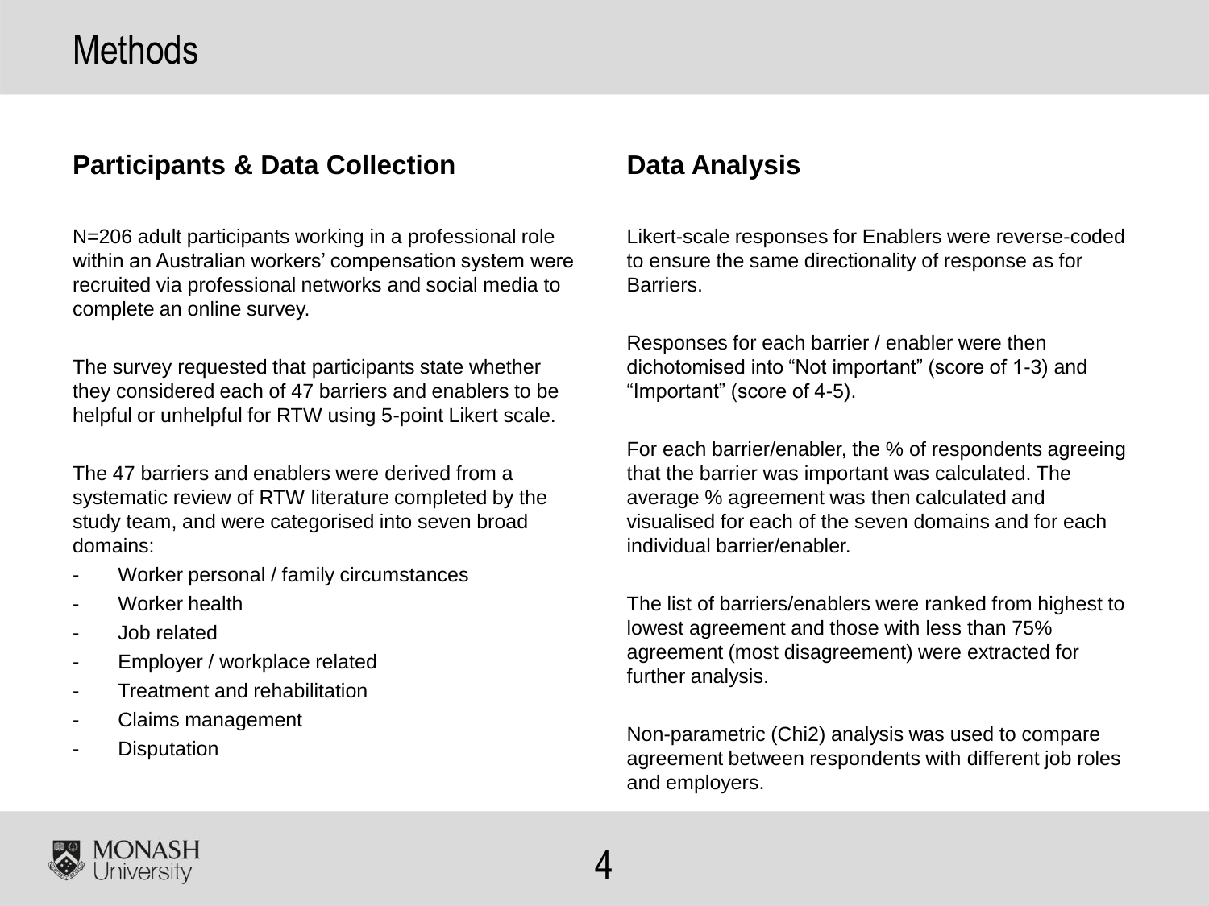# Methods

## Participants & Data Collection

N=206 adult participants working in a professional role within an Australian workers' compensation system were recruited via professional networks and social media to complete an online survey.

The survey requested that participants state whether they considered each of 47 barriers and enablers to be helpful or unhelpful for RTW using 5-point Likert scale.

The 47 barriers and enablers were derived from a systematic review of RTW literature completed by the study team, and were categorised into seven broad domains:

- Worker personal / family circumstances
- Worker health
- Job related
- Employer / workplace related
- Treatment and rehabilitation
- Claims management
- Disputation

## Data Analysis

Likert-scale responses for Enablers were reverse-coded to ensure the same directionality of response as for Barriers.

Responses for each barrier / enabler were then dichotomised into "Not important" (score of 1-3) and "Important" (score of 4-5).

For each barrier/enabler, the % of respondents agreeing that the barrier was important was calculated. The average % agreement was then calculated and visualised for each of the seven domains and for each individual barrier/enabler.

The list of barriers/enablers were ranked from highest to lowest agreement and those with less than 75% agreement (most disagreement) were extracted for further analysis.

Non-parametric (Chi2) analysis was used to compare agreement between respondents with different job roles and employers.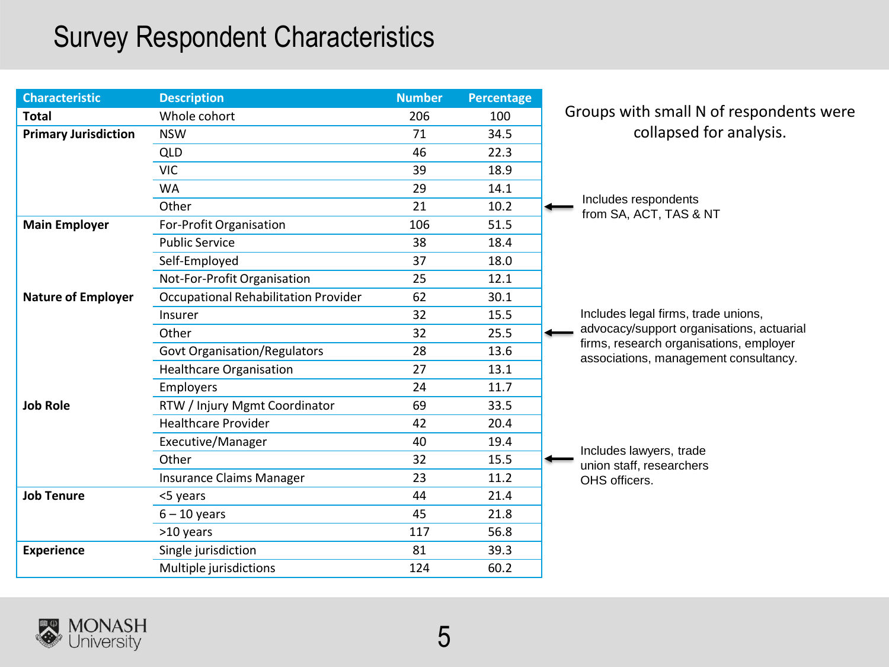# Survey Respondent Characteristics

| Characteristic | Description | Number | Percentage |
|---|---|---|---|
| **Total** | Whole cohort | 206 | 100 |
| **Primary Jurisdiction** | NSW | 71 | 34.5 |
| | QLD | 46 | 22.3 |
| | VIC | 39 | 18.9 |
| | WA | 29 | 14.1 |
| | Other | 21 | 10.2 |
| **Main Employer** | For-Profit Organisation | 106 | 51.5 |
| | Public Service | 38 | 18.4 |
| | Self-Employed | 37 | 18.0 |
| | Not-For-Profit Organisation | 25 | 12.1 |
| **Nature of Employer** | Occupational Rehabilitation Provider | 62 | 30.1 |
| | Insurer | 32 | 15.5 |
| | Other | 32 | 25.5 |
| | Govt Organisation/Regulators | 28 | 13.6 |
| | Healthcare Organisation | 27 | 13.1 |
| | Employers | 24 | 11.7 |
| **Job Role** | RTW / Injury Mgmt Coordinator | 69 | 33.5 |
| | Healthcare Provider | 42 | 20.4 |
| | Executive/Manager | 40 | 19.4 |
| | Other | 32 | 15.5 |
| | Insurance Claims Manager | 23 | 11.2 |
| **Job Tenure** | <5 years | 44 | 21.4 |
| | 6 – 10 years | 45 | 21.8 |
| | >10 years | 117 | 56.8 |
| **Experience** | Single jurisdiction | 81 | 39.3 |
| | Multiple jurisdictions | 124 | 60.2 |

Groups with small N of respondents were collapsed for analysis.

Primary Jurisdiction – Other: Includes respondents from SA, ACT, TAS & NT

Nature of Employer – Other: Includes legal firms, trade unions, advocacy/support organisations, actuarial firms, research organisations, employer associations, management consultancy.

Job Role – Other: Includes lawyers, trade union staff, researchers OHS officers.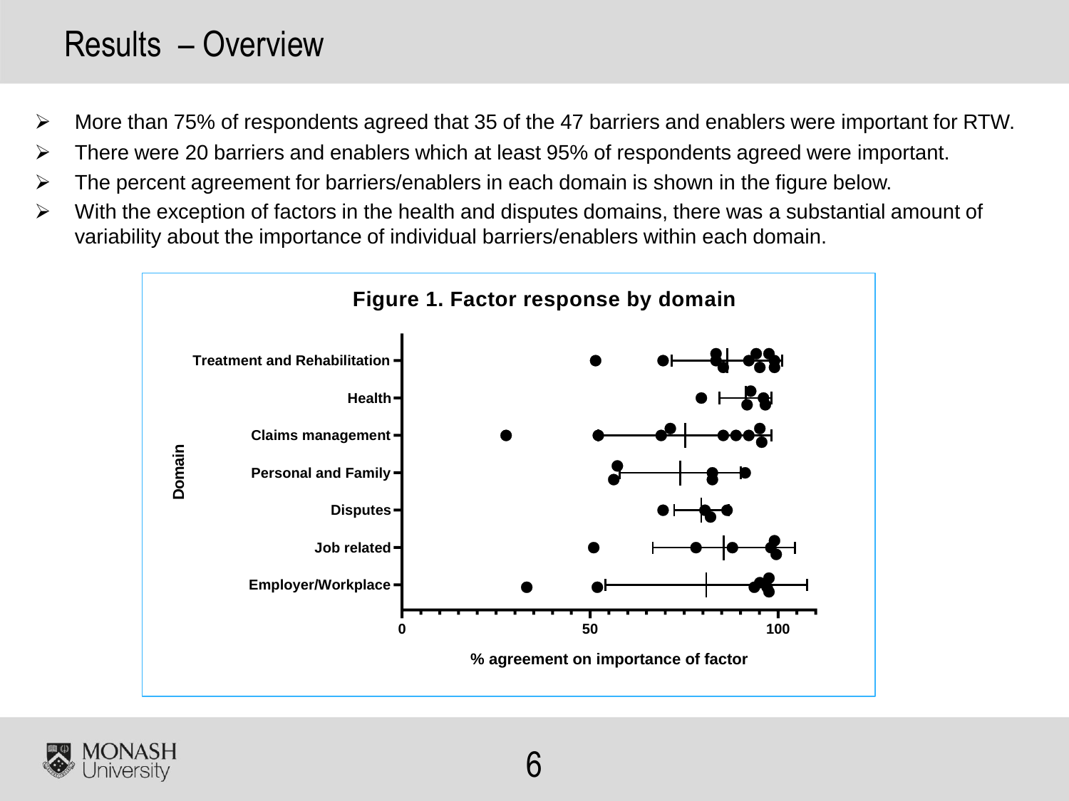# Results – Overview

- More than 75% of respondents agreed that 35 of the 47 barriers and enablers were important for RTW.
- There were 20 barriers and enablers which at least 95% of respondents agreed were important.
- The percent agreement for barriers/enablers in each domain is shown in the figure below.
- With the exception of factors in the health and disputes domains, there was a substantial amount of variability about the importance of individual barriers/enablers within each domain.

**Figure 1. Factor response by domain**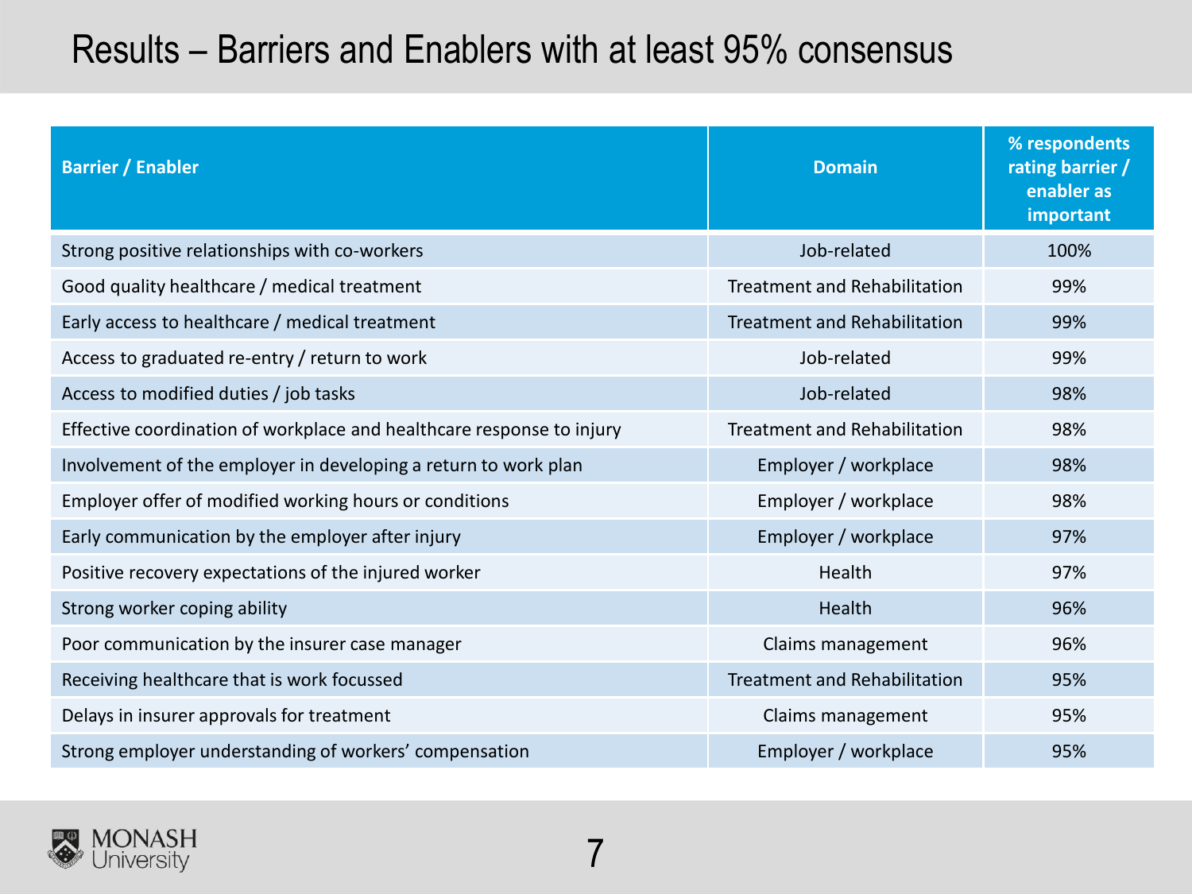# Results – Barriers and Enablers with at least 95% consensus

| Barrier / Enabler | Domain | % respondents rating barrier / enabler as important |
|---|---|---|
| Strong positive relationships with co-workers | Job-related | 100% |
| Good quality healthcare / medical treatment | Treatment and Rehabilitation | 99% |
| Early access to healthcare / medical treatment | Treatment and Rehabilitation | 99% |
| Access to graduated re-entry / return to work | Job-related | 99% |
| Access to modified duties / job tasks | Job-related | 98% |
| Effective coordination of workplace and healthcare response to injury | Treatment and Rehabilitation | 98% |
| Involvement of the employer in developing a return to work plan | Employer / workplace | 98% |
| Employer offer of modified working hours or conditions | Employer / workplace | 98% |
| Early communication by the employer after injury | Employer / workplace | 97% |
| Positive recovery expectations of the injured worker | Health | 97% |
| Strong worker coping ability | Health | 96% |
| Poor communication by the insurer case manager | Claims management | 96% |
| Receiving healthcare that is work focussed | Treatment and Rehabilitation | 95% |
| Delays in insurer approvals for treatment | Claims management | 95% |
| Strong employer understanding of workers' compensation | Employer / workplace | 95% |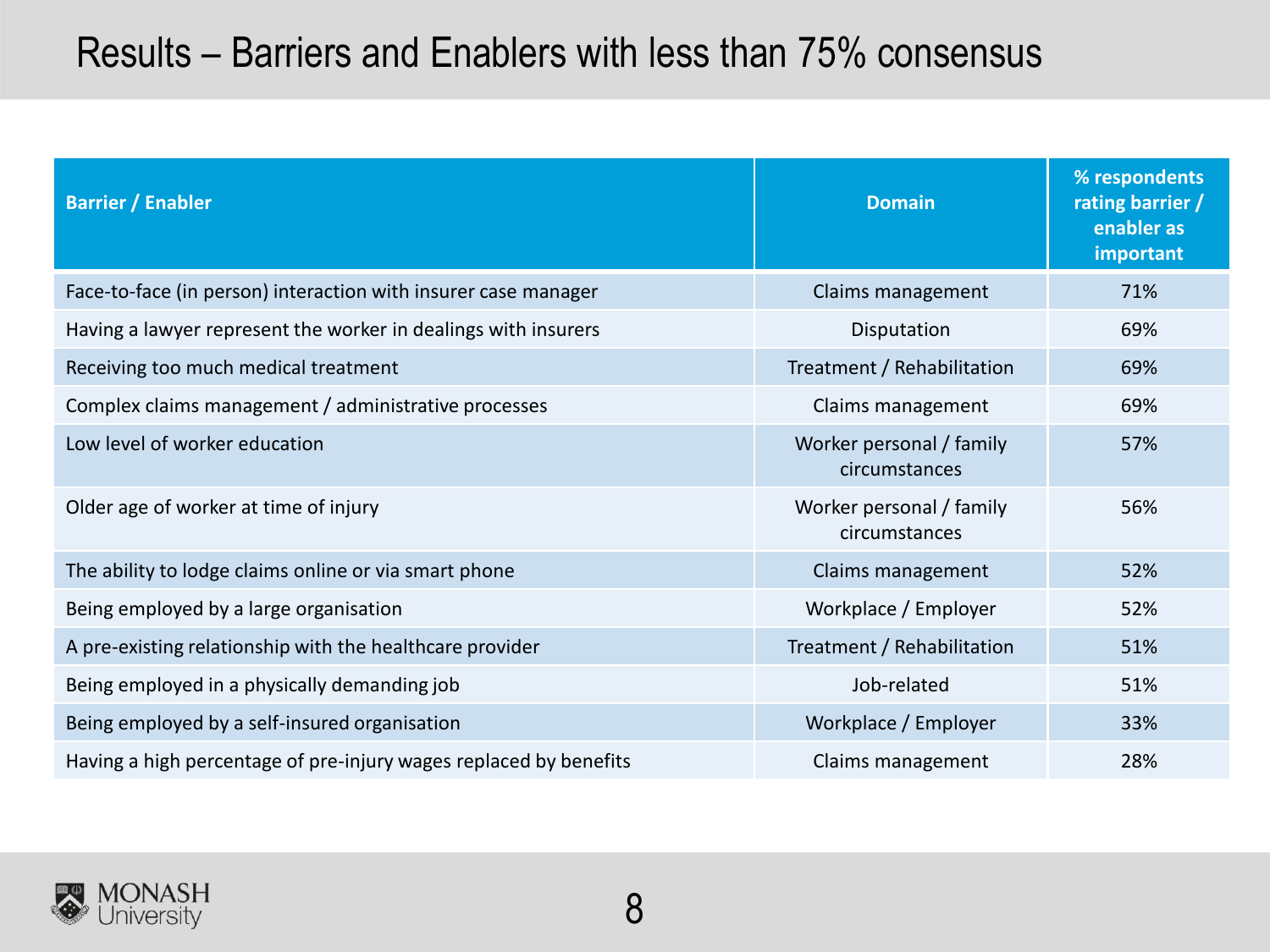# Results – Barriers and Enablers with less than 75% consensus

| Barrier / Enabler | Domain | % respondents rating barrier / enabler as important |
|---|---|---|
| Face-to-face (in person) interaction with insurer case manager | Claims management | 71% |
| Having a lawyer represent the worker in dealings with insurers | Disputation | 69% |
| Receiving too much medical treatment | Treatment / Rehabilitation | 69% |
| Complex claims management / administrative processes | Claims management | 69% |
| Low level of worker education | Worker personal / family circumstances | 57% |
| Older age of worker at time of injury | Worker personal / family circumstances | 56% |
| The ability to lodge claims online or via smart phone | Claims management | 52% |
| Being employed by a large organisation | Workplace / Employer | 52% |
| A pre-existing relationship with the healthcare provider | Treatment / Rehabilitation | 51% |
| Being employed in a physically demanding job | Job-related | 51% |
| Being employed by a self-insured organisation | Workplace / Employer | 33% |
| Having a high percentage of pre-injury wages replaced by benefits | Claims management | 28% |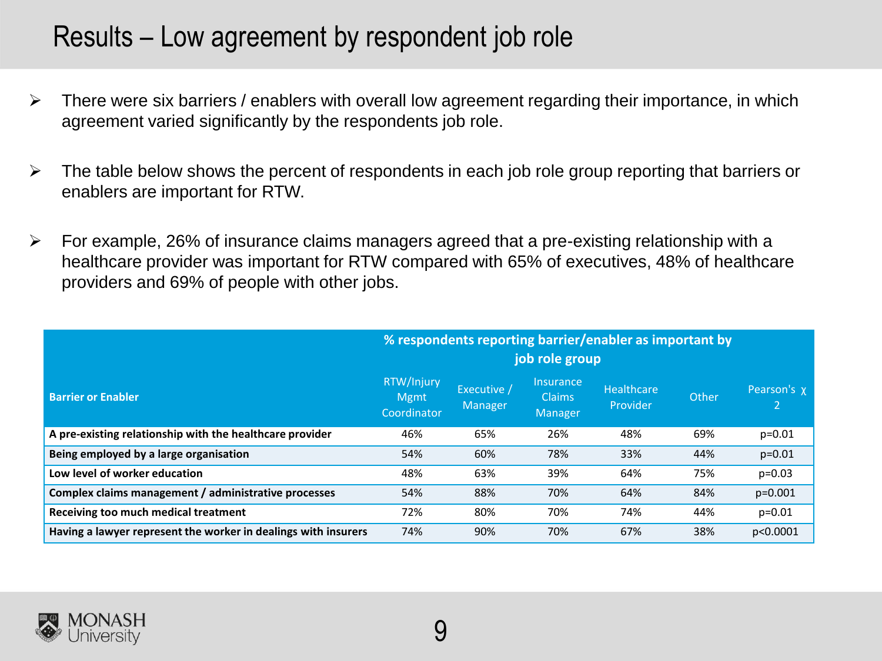# Results – Low agreement by respondent job role

- There were six barriers / enablers with overall low agreement regarding their importance, in which agreement varied significantly by the respondents job role.
- The table below shows the percent of respondents in each job role group reporting that barriers or enablers are important for RTW.
- For example, 26% of insurance claims managers agreed that a pre-existing relationship with a healthcare provider was important for RTW compared with 65% of executives, 48% of healthcare providers and 69% of people with other jobs.

| Barrier or Enabler | % respondents reporting barrier/enabler as important by job role group | | | | | |
|---|---|---|---|---|---|---|
| | RTW/Injury Mgmt Coordinator | Executive / Manager | Insurance Claims Manager | Healthcare Provider | Other | Pearson's $\chi^2$ |
| **A pre-existing relationship with the healthcare provider** | 46% | 65% | 26% | 48% | 69% | p=0.01 |
| **Being employed by a large organisation** | 54% | 60% | 78% | 33% | 44% | p=0.01 |
| **Low level of worker education** | 48% | 63% | 39% | 64% | 75% | p=0.03 |
| **Complex claims management / administrative processes** | 54% | 88% | 70% | 64% | 84% | p=0.001 |
| **Receiving too much medical treatment** | 72% | 80% | 70% | 74% | 44% | p=0.01 |
| **Having a lawyer represent the worker in dealings with insurers** | 74% | 90% | 70% | 67% | 38% | p<0.0001 |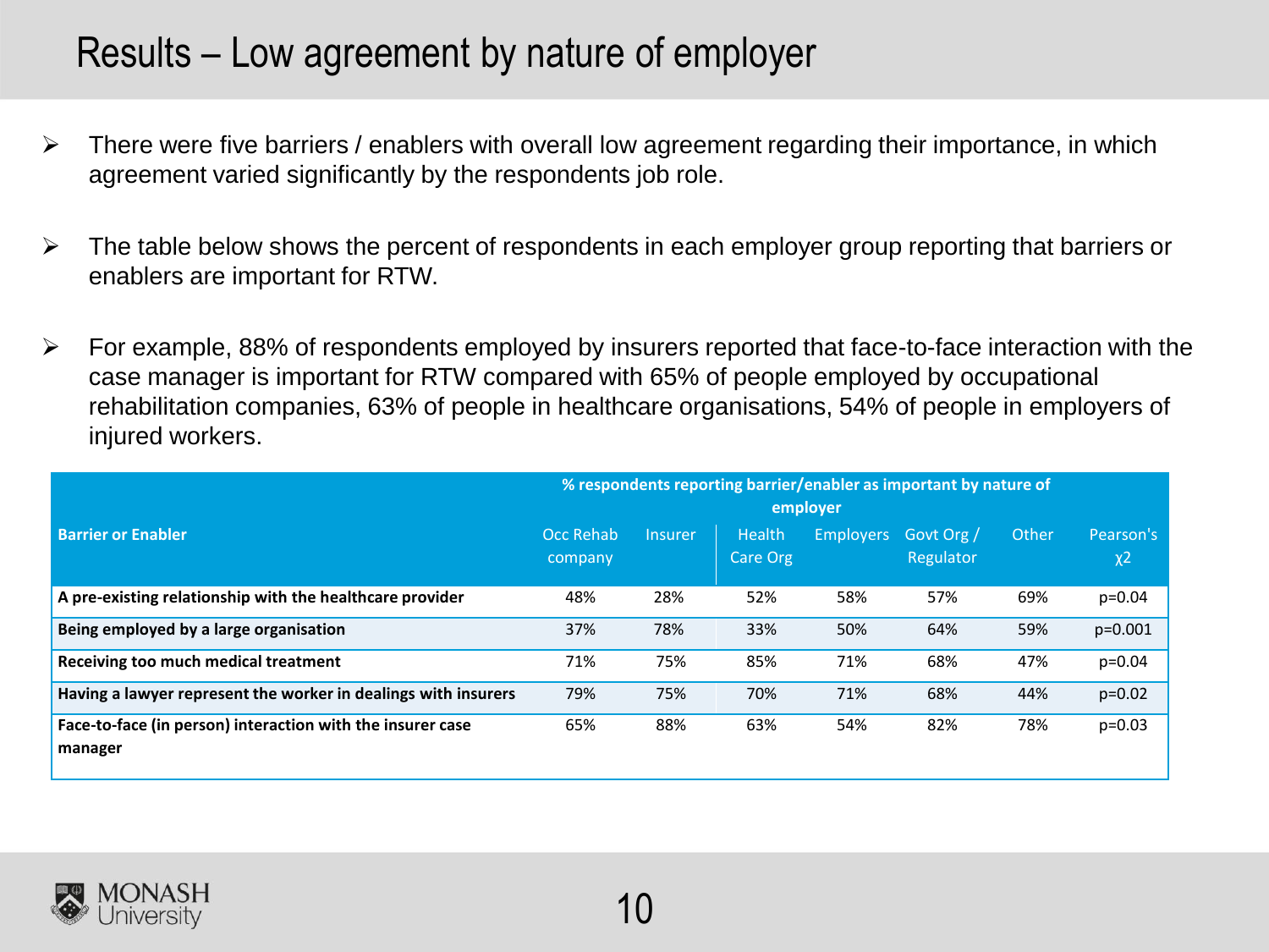# Results – Low agreement by nature of employer

- There were five barriers / enablers with overall low agreement regarding their importance, in which agreement varied significantly by the respondents job role.
- The table below shows the percent of respondents in each employer group reporting that barriers or enablers are important for RTW.
- For example, 88% of respondents employed by insurers reported that face-to-face interaction with the case manager is important for RTW compared with 65% of people employed by occupational rehabilitation companies, 63% of people in healthcare organisations, 54% of people in employers of injured workers.

| Barrier or Enabler | % respondents reporting barrier/enabler as important by nature of employer | | | | | | |
|---|---|---|---|---|---|---|---|
| | Occ Rehab company | Insurer | Health Care Org | Employers | Govt Org / Regulator | Other | Pearson's $\chi 2$ |
| **A pre-existing relationship with the healthcare provider** | 48% | 28% | 52% | 58% | 57% | 69% | p=0.04 |
| **Being employed by a large organisation** | 37% | 78% | 33% | 50% | 64% | 59% | p=0.001 |
| **Receiving too much medical treatment** | 71% | 75% | 85% | 71% | 68% | 47% | p=0.04 |
| **Having a lawyer represent the worker in dealings with insurers** | 79% | 75% | 70% | 71% | 68% | 44% | p=0.02 |
| **Face-to-face (in person) interaction with the insurer case manager** | 65% | 88% | 63% | 54% | 82% | 78% | p=0.03 |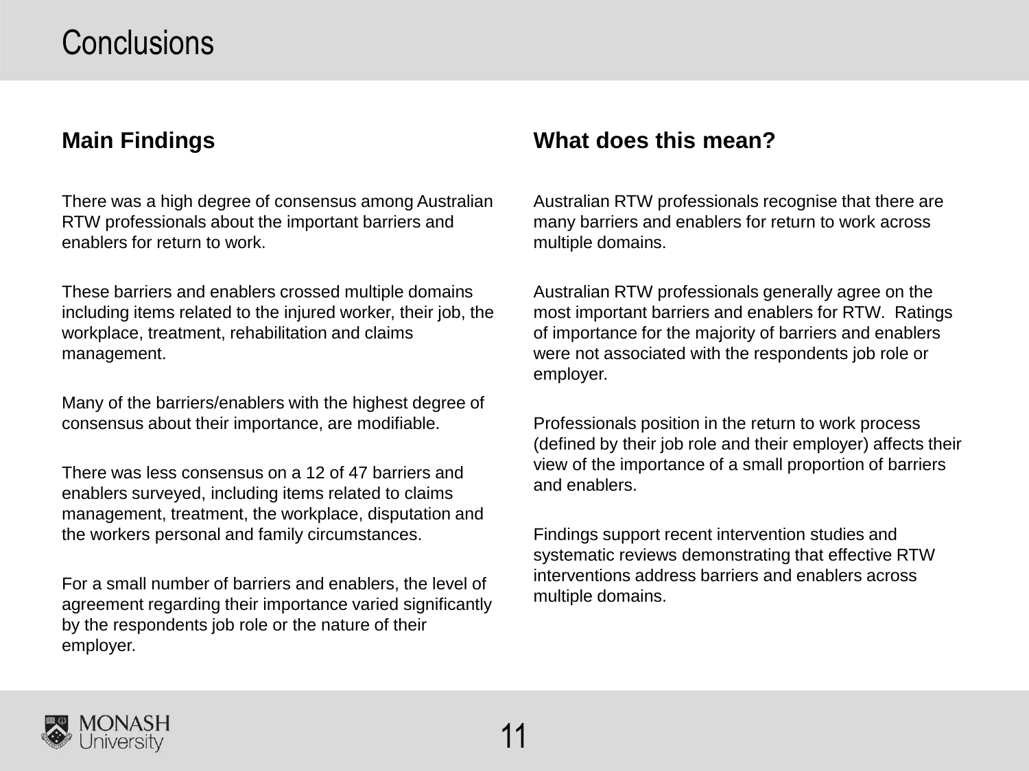# Conclusions

## Main Findings

There was a high degree of consensus among Australian RTW professionals about the important barriers and enablers for return to work.

These barriers and enablers crossed multiple domains including items related to the injured worker, their job, the workplace, treatment, rehabilitation and claims management.

Many of the barriers/enablers with the highest degree of consensus about their importance, are modifiable.

There was less consensus on a 12 of 47 barriers and enablers surveyed, including items related to claims management, treatment, the workplace, disputation and the workers personal and family circumstances.

For a small number of barriers and enablers, the level of agreement regarding their importance varied significantly by the respondents job role or the nature of their employer.

## What does this mean?

Australian RTW professionals recognise that there are many barriers and enablers for return to work across multiple domains.

Australian RTW professionals generally agree on the most important barriers and enablers for RTW. Ratings of importance for the majority of barriers and enablers were not associated with the respondents job role or employer.

Professionals position in the return to work process (defined by their job role and their employer) affects their view of the importance of a small proportion of barriers and enablers.

Findings support recent intervention studies and systematic reviews demonstrating that effective RTW interventions address barriers and enablers across multiple domains.